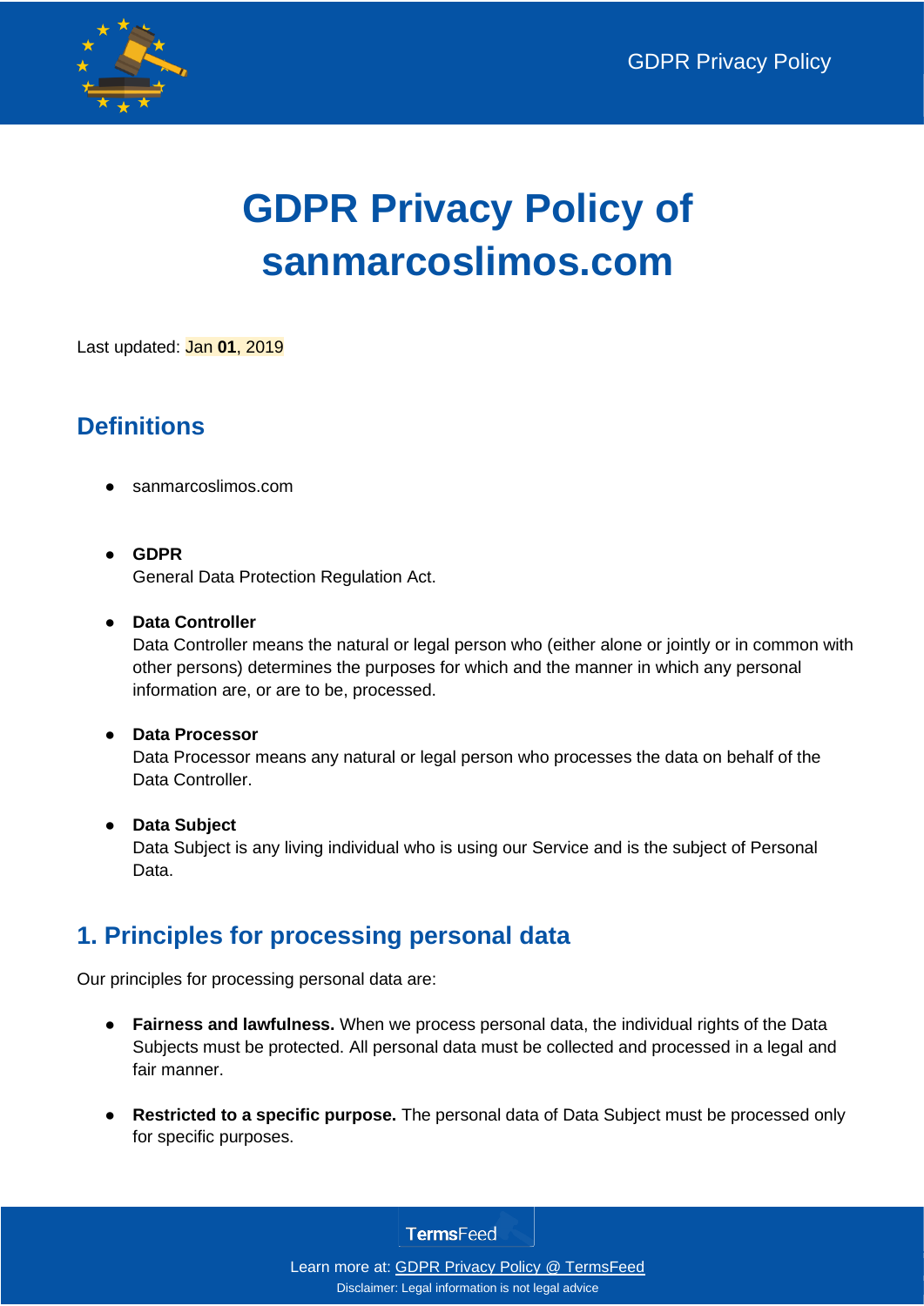# GDPR Privacy Policy of sanmarcoslimos.com

Last updated: Jan **01**, 2019

## Definitions

- sanmarcoslimos.com

- **GDPR**
  General Data Protection Regulation Act.

- **Data Controller**
  Data Controller means the natural or legal person who (either alone or jointly or in common with other persons) determines the purposes for which and the manner in which any personal information are, or are to be, processed.

- **Data Processor**
  Data Processor means any natural or legal person who processes the data on behalf of the Data Controller.

- **Data Subject**
  Data Subject is any living individual who is using our Service and is the subject of Personal Data.

## 1. Principles for processing personal data

Our principles for processing personal data are:

- **Fairness and lawfulness.** When we process personal data, the individual rights of the Data Subjects must be protected. All personal data must be collected and processed in a legal and fair manner.

- **Restricted to a specific purpose.** The personal data of Data Subject must be processed only for specific purposes.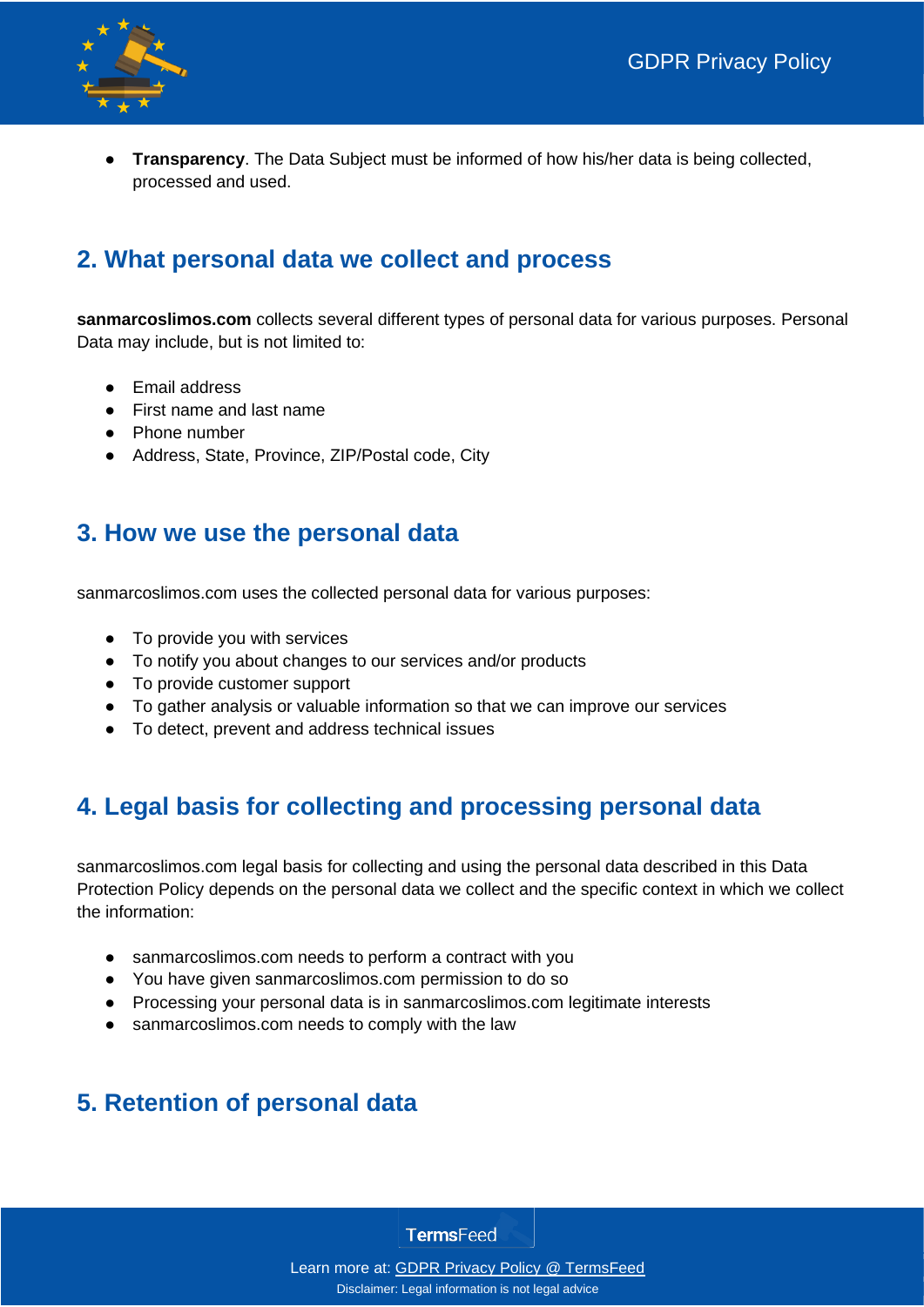- **Transparency**. The Data Subject must be informed of how his/her data is being collected, processed and used.

## 2. What personal data we collect and process

**sanmarcoslimos.com** collects several different types of personal data for various purposes. Personal Data may include, but is not limited to:

- Email address
- First name and last name
- Phone number
- Address, State, Province, ZIP/Postal code, City

## 3. How we use the personal data

sanmarcoslimos.com uses the collected personal data for various purposes:

- To provide you with services
- To notify you about changes to our services and/or products
- To provide customer support
- To gather analysis or valuable information so that we can improve our services
- To detect, prevent and address technical issues

## 4. Legal basis for collecting and processing personal data

sanmarcoslimos.com legal basis for collecting and using the personal data described in this Data Protection Policy depends on the personal data we collect and the specific context in which we collect the information:

- sanmarcoslimos.com needs to perform a contract with you
- You have given sanmarcoslimos.com permission to do so
- Processing your personal data is in sanmarcoslimos.com legitimate interests
- sanmarcoslimos.com needs to comply with the law

## 5. Retention of personal data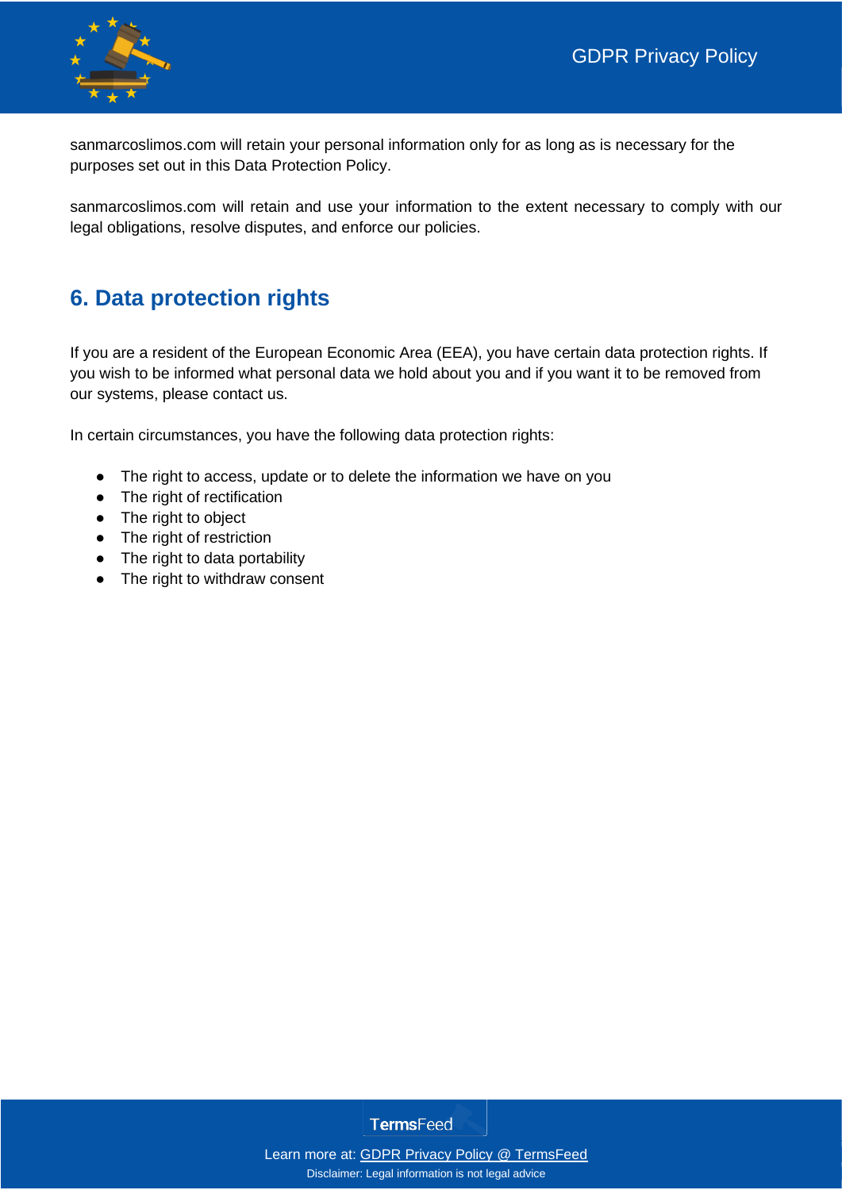sanmarcoslimos.com will retain your personal information only for as long as is necessary for the purposes set out in this Data Protection Policy.

sanmarcoslimos.com will retain and use your information to the extent necessary to comply with our legal obligations, resolve disputes, and enforce our policies.

## 6. Data protection rights

If you are a resident of the European Economic Area (EEA), you have certain data protection rights. If you wish to be informed what personal data we hold about you and if you want it to be removed from our systems, please contact us.

In certain circumstances, you have the following data protection rights:

- The right to access, update or to delete the information we have on you
- The right of rectification
- The right to object
- The right of restriction
- The right to data portability
- The right to withdraw consent